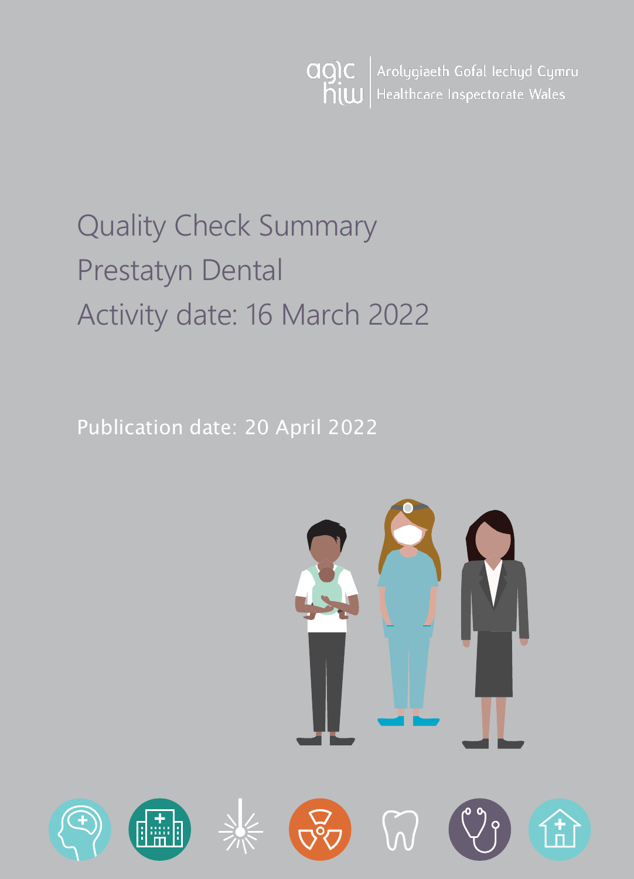Arolygiaeth Gofal Iechyd Cymru
Healthcare Inspectorate Wales

# Quality Check Summary
# Prestatyn Dental
# Activity date: 16 March 2022

Publication date: 20 April 2022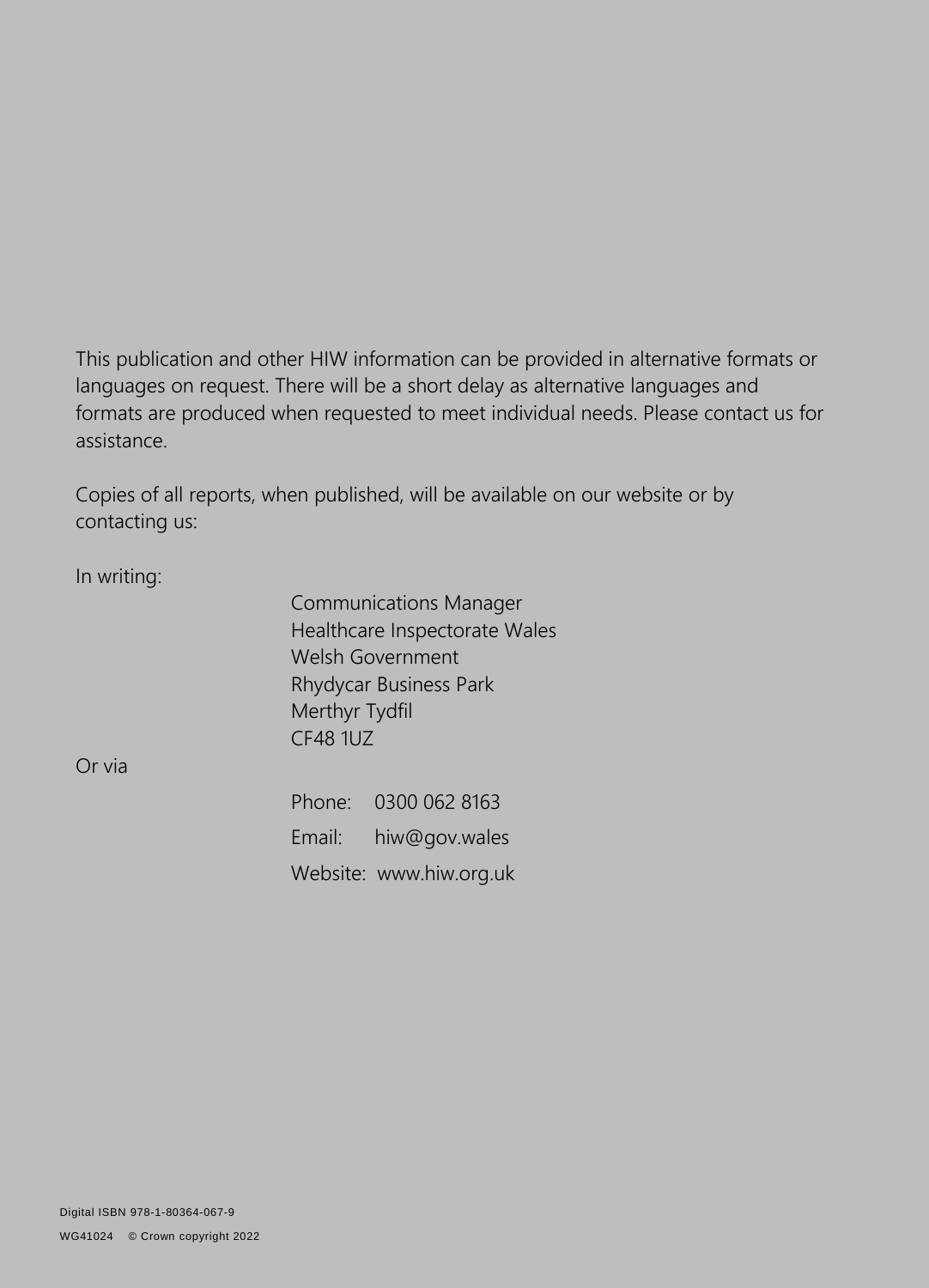This publication and other HIW information can be provided in alternative formats or languages on request. There will be a short delay as alternative languages and formats are produced when requested to meet individual needs. Please contact us for assistance.

Copies of all reports, when published, will be available on our website or by contacting us:

In writing:

Communications Manager
Healthcare Inspectorate Wales
Welsh Government
Rhydycar Business Park
Merthyr Tydfil
CF48 1UZ

Or via

Phone: 0300 062 8163

Email: hiw@gov.wales

Website: www.hiw.org.uk

Digital ISBN 978-1-80364-067-9

WG41024 © Crown copyright 2022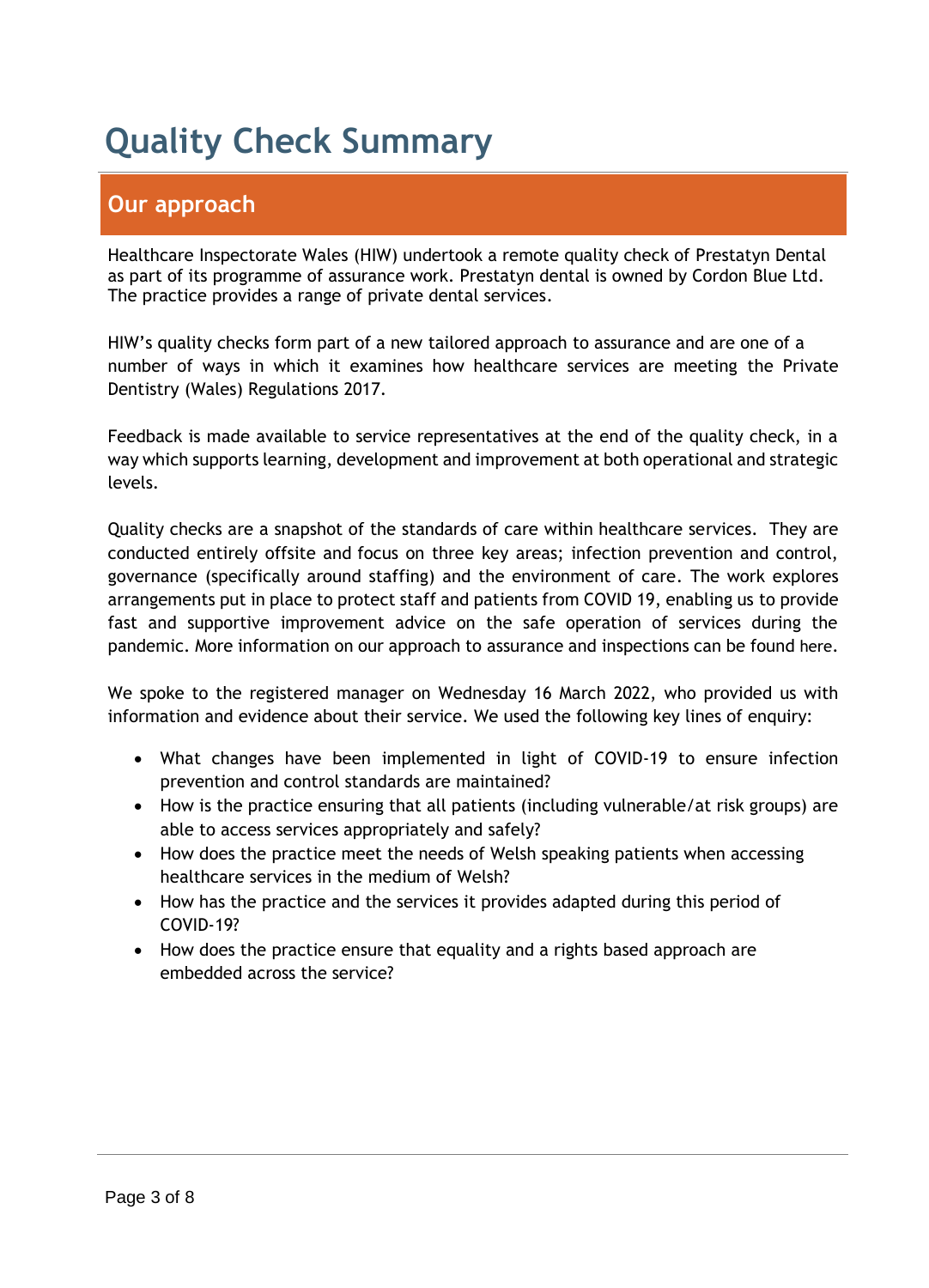# Quality Check Summary

## Our approach

Healthcare Inspectorate Wales (HIW) undertook a remote quality check of Prestatyn Dental as part of its programme of assurance work. Prestatyn dental is owned by Cordon Blue Ltd. The practice provides a range of private dental services.

HIW's quality checks form part of a new tailored approach to assurance and are one of a number of ways in which it examines how healthcare services are meeting the Private Dentistry (Wales) Regulations 2017.

Feedback is made available to service representatives at the end of the quality check, in a way which supports learning, development and improvement at both operational and strategic levels.

Quality checks are a snapshot of the standards of care within healthcare services. They are conducted entirely offsite and focus on three key areas; infection prevention and control, governance (specifically around staffing) and the environment of care. The work explores arrangements put in place to protect staff and patients from COVID 19, enabling us to provide fast and supportive improvement advice on the safe operation of services during the pandemic. More information on our approach to assurance and inspections can be found here.

We spoke to the registered manager on Wednesday 16 March 2022, who provided us with information and evidence about their service. We used the following key lines of enquiry:

- What changes have been implemented in light of COVID-19 to ensure infection prevention and control standards are maintained?
- How is the practice ensuring that all patients (including vulnerable/at risk groups) are able to access services appropriately and safely?
- How does the practice meet the needs of Welsh speaking patients when accessing healthcare services in the medium of Welsh?
- How has the practice and the services it provides adapted during this period of COVID-19?
- How does the practice ensure that equality and a rights based approach are embedded across the service?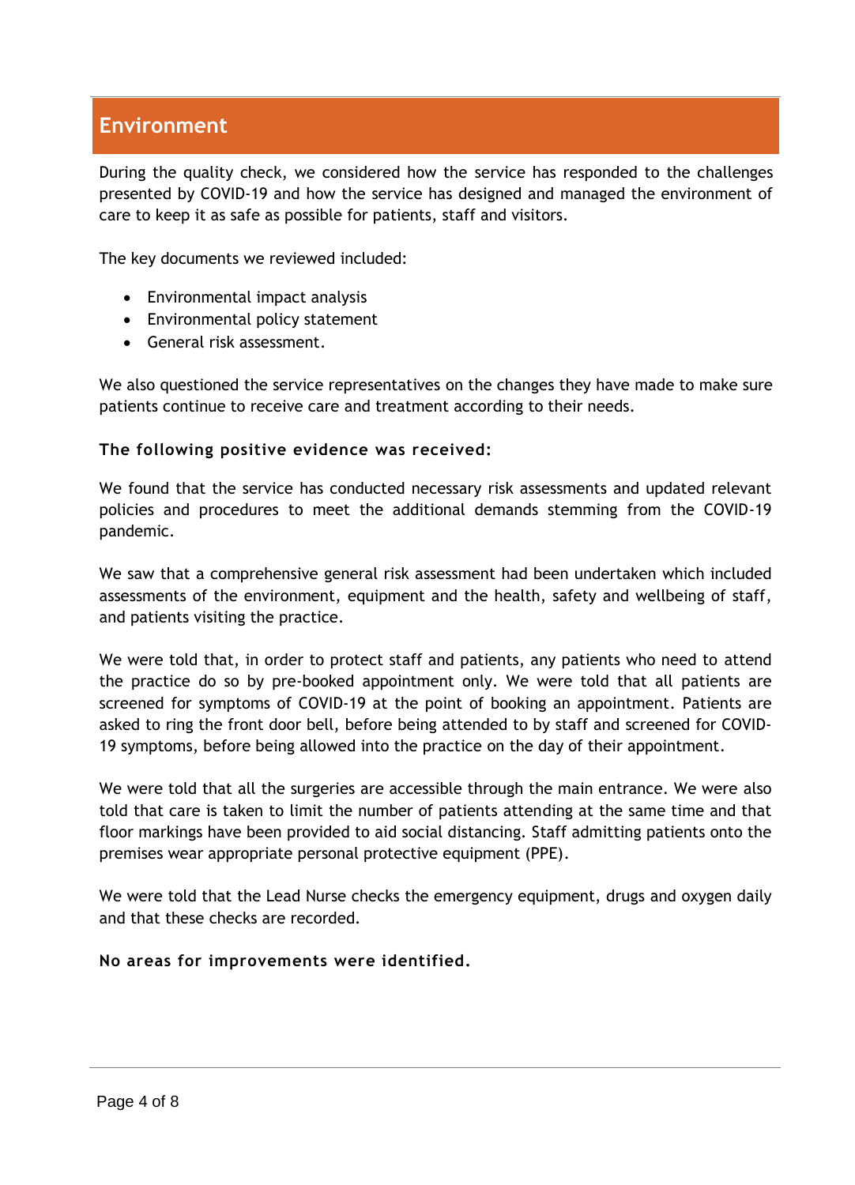## Environment

During the quality check, we considered how the service has responded to the challenges presented by COVID-19 and how the service has designed and managed the environment of care to keep it as safe as possible for patients, staff and visitors.

The key documents we reviewed included:

- Environmental impact analysis
- Environmental policy statement
- General risk assessment.

We also questioned the service representatives on the changes they have made to make sure patients continue to receive care and treatment according to their needs.

**The following positive evidence was received:**

We found that the service has conducted necessary risk assessments and updated relevant policies and procedures to meet the additional demands stemming from the COVID-19 pandemic.

We saw that a comprehensive general risk assessment had been undertaken which included assessments of the environment, equipment and the health, safety and wellbeing of staff, and patients visiting the practice.

We were told that, in order to protect staff and patients, any patients who need to attend the practice do so by pre-booked appointment only. We were told that all patients are screened for symptoms of COVID-19 at the point of booking an appointment. Patients are asked to ring the front door bell, before being attended to by staff and screened for COVID-19 symptoms, before being allowed into the practice on the day of their appointment.

We were told that all the surgeries are accessible through the main entrance. We were also told that care is taken to limit the number of patients attending at the same time and that floor markings have been provided to aid social distancing. Staff admitting patients onto the premises wear appropriate personal protective equipment (PPE).

We were told that the Lead Nurse checks the emergency equipment, drugs and oxygen daily and that these checks are recorded.

**No areas for improvements were identified.**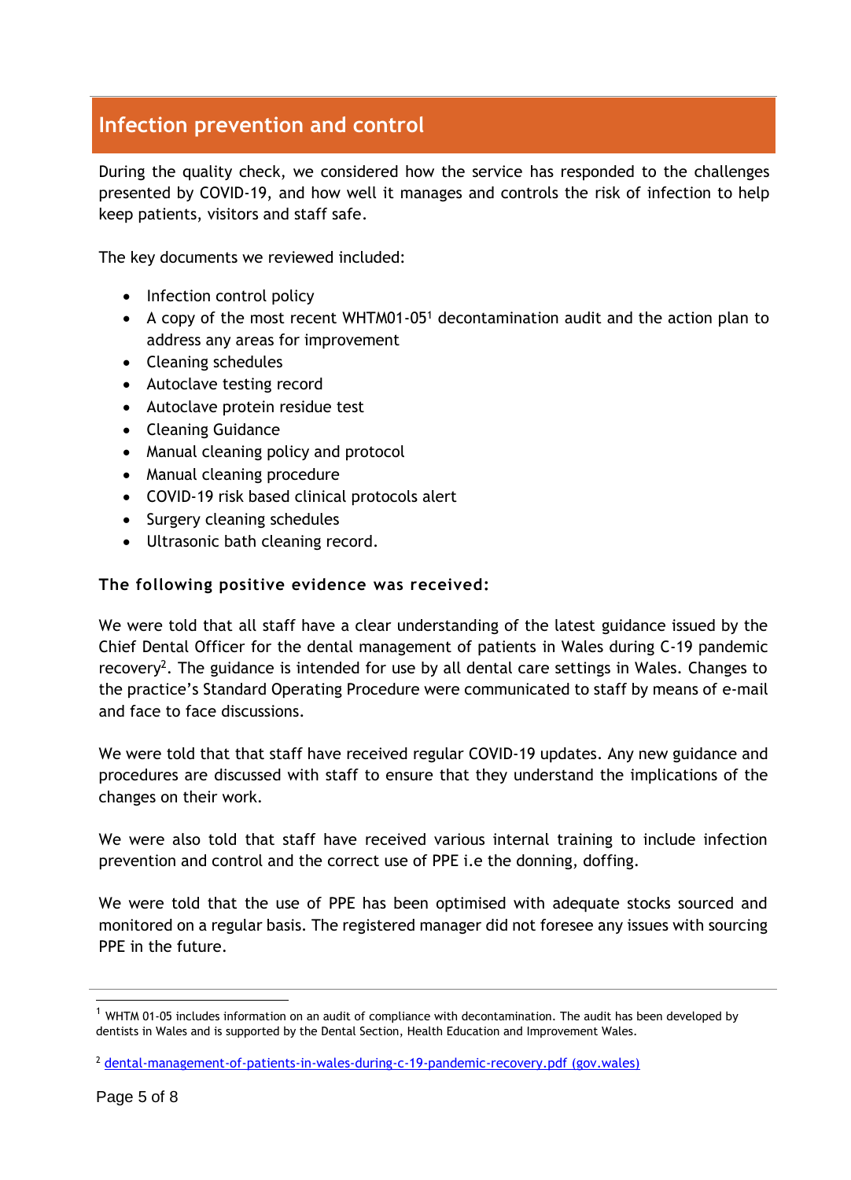## Infection prevention and control

During the quality check, we considered how the service has responded to the challenges presented by COVID-19, and how well it manages and controls the risk of infection to help keep patients, visitors and staff safe.

The key documents we reviewed included:

- Infection control policy
- A copy of the most recent WHTM01-05[1] decontamination audit and the action plan to address any areas for improvement
- Cleaning schedules
- Autoclave testing record
- Autoclave protein residue test
- Cleaning Guidance
- Manual cleaning policy and protocol
- Manual cleaning procedure
- COVID-19 risk based clinical protocols alert
- Surgery cleaning schedules
- Ultrasonic bath cleaning record.

**The following positive evidence was received:**

We were told that all staff have a clear understanding of the latest guidance issued by the Chief Dental Officer for the dental management of patients in Wales during C-19 pandemic recovery[2]. The guidance is intended for use by all dental care settings in Wales. Changes to the practice's Standard Operating Procedure were communicated to staff by means of e-mail and face to face discussions.

We were told that that staff have received regular COVID-19 updates. Any new guidance and procedures are discussed with staff to ensure that they understand the implications of the changes on their work.

We were also told that staff have received various internal training to include infection prevention and control and the correct use of PPE i.e the donning, doffing.

We were told that the use of PPE has been optimised with adequate stocks sourced and monitored on a regular basis. The registered manager did not foresee any issues with sourcing PPE in the future.

---

[1] WHTM 01-05 includes information on an audit of compliance with decontamination. The audit has been developed by dentists in Wales and is supported by the Dental Section, Health Education and Improvement Wales.

[2] [dental-management-of-patients-in-wales-during-c-19-pandemic-recovery.pdf (gov.wales)](dental-management-of-patients-in-wales-during-c-19-pandemic-recovery.pdf)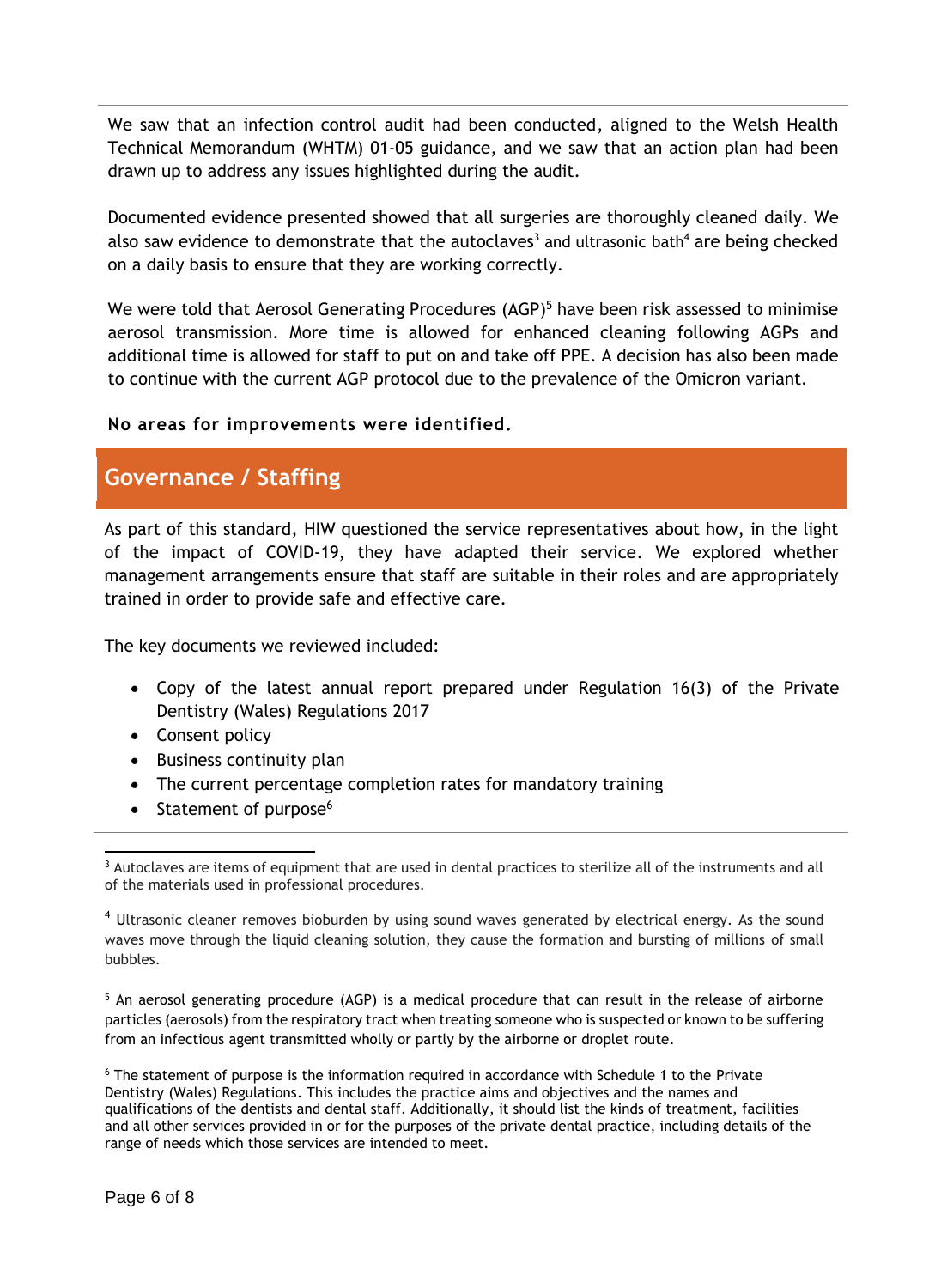We saw that an infection control audit had been conducted, aligned to the Welsh Health Technical Memorandum (WHTM) 01-05 guidance, and we saw that an action plan had been drawn up to address any issues highlighted during the audit.

Documented evidence presented showed that all surgeries are thoroughly cleaned daily. We also saw evidence to demonstrate that the autoclaves[3] and ultrasonic bath[4] are being checked on a daily basis to ensure that they are working correctly.

We were told that Aerosol Generating Procedures (AGP)[5] have been risk assessed to minimise aerosol transmission. More time is allowed for enhanced cleaning following AGPs and additional time is allowed for staff to put on and take off PPE. A decision has also been made to continue with the current AGP protocol due to the prevalence of the Omicron variant.

**No areas for improvements were identified.**

## Governance / Staffing

As part of this standard, HIW questioned the service representatives about how, in the light of the impact of COVID-19, they have adapted their service. We explored whether management arrangements ensure that staff are suitable in their roles and are appropriately trained in order to provide safe and effective care.

The key documents we reviewed included:

- Copy of the latest annual report prepared under Regulation 16(3) of the Private Dentistry (Wales) Regulations 2017
- Consent policy
- Business continuity plan
- The current percentage completion rates for mandatory training
- Statement of purpose[6]

---

[3] Autoclaves are items of equipment that are used in dental practices to sterilize all of the instruments and all of the materials used in professional procedures.

[4] Ultrasonic cleaner removes bioburden by using sound waves generated by electrical energy. As the sound waves move through the liquid cleaning solution, they cause the formation and bursting of millions of small bubbles.

[5] An aerosol generating procedure (AGP) is a medical procedure that can result in the release of airborne particles (aerosols) from the respiratory tract when treating someone who is suspected or known to be suffering from an infectious agent transmitted wholly or partly by the airborne or droplet route.

[6] The statement of purpose is the information required in accordance with Schedule 1 to the Private Dentistry (Wales) Regulations. This includes the practice aims and objectives and the names and qualifications of the dentists and dental staff. Additionally, it should list the kinds of treatment, facilities and all other services provided in or for the purposes of the private dental practice, including details of the range of needs which those services are intended to meet.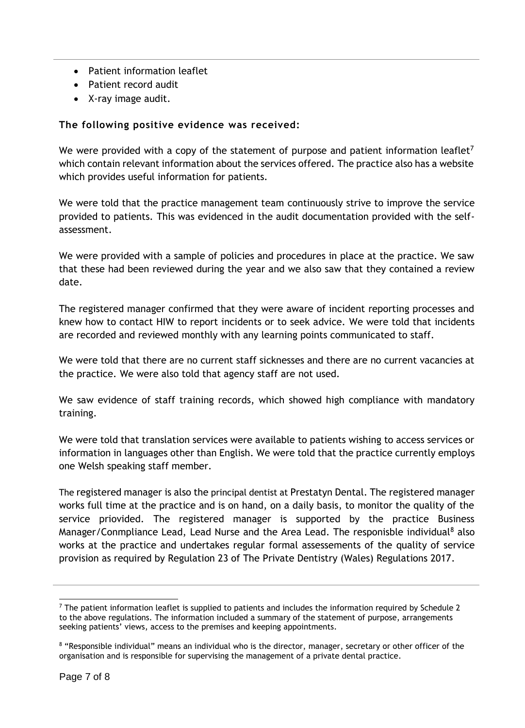- Patient information leaflet
- Patient record audit
- X-ray image audit.

**The following positive evidence was received:**

We were provided with a copy of the statement of purpose and patient information leaflet[7] which contain relevant information about the services offered. The practice also has a website which provides useful information for patients.

We were told that the practice management team continuously strive to improve the service provided to patients. This was evidenced in the audit documentation provided with the self-assessment.

We were provided with a sample of policies and procedures in place at the practice. We saw that these had been reviewed during the year and we also saw that they contained a review date.

The registered manager confirmed that they were aware of incident reporting processes and knew how to contact HIW to report incidents or to seek advice. We were told that incidents are recorded and reviewed monthly with any learning points communicated to staff.

We were told that there are no current staff sicknesses and there are no current vacancies at the practice. We were also told that agency staff are not used.

We saw evidence of staff training records, which showed high compliance with mandatory training.

We were told that translation services were available to patients wishing to access services or information in languages other than English. We were told that the practice currently employs one Welsh speaking staff member.

The registered manager is also the principal dentist at Prestatyn Dental. The registered manager works full time at the practice and is on hand, on a daily basis, to monitor the quality of the service priovided. The registered manager is supported by the practice Business Manager/Conmpliance Lead, Lead Nurse and the Area Lead. The responisble individual[8] also works at the practice and undertakes regular formal assessements of the quality of service provision as required by Regulation 23 of The Private Dentistry (Wales) Regulations 2017.

---

[7] The patient information leaflet is supplied to patients and includes the information required by Schedule 2 to the above regulations. The information included a summary of the statement of purpose, arrangements seeking patients' views, access to the premises and keeping appointments.

[8] "Responsible individual" means an individual who is the director, manager, secretary or other officer of the organisation and is responsible for supervising the management of a private dental practice.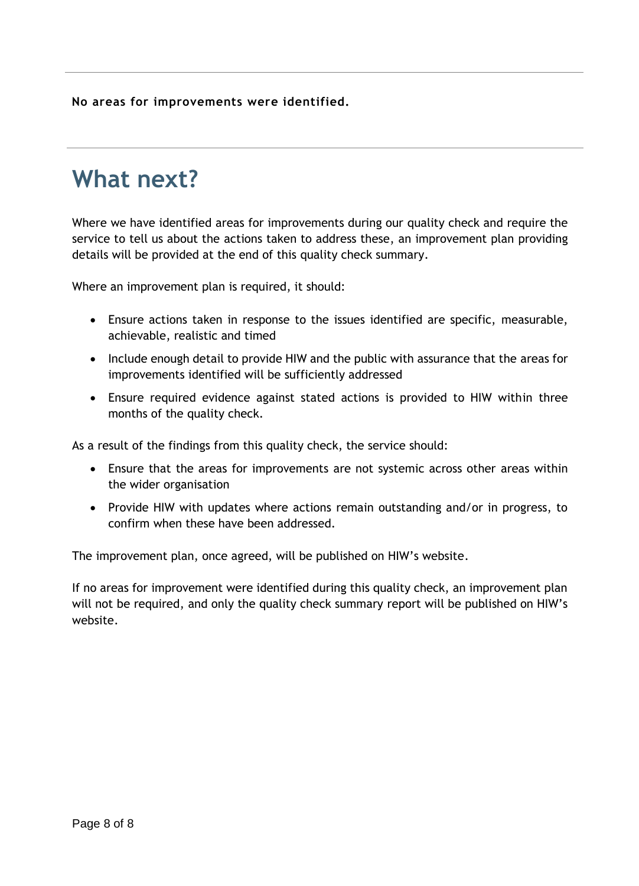**No areas for improvements were identified.**

# What next?

Where we have identified areas for improvements during our quality check and require the service to tell us about the actions taken to address these, an improvement plan providing details will be provided at the end of this quality check summary.

Where an improvement plan is required, it should:

- Ensure actions taken in response to the issues identified are specific, measurable, achievable, realistic and timed
- Include enough detail to provide HIW and the public with assurance that the areas for improvements identified will be sufficiently addressed
- Ensure required evidence against stated actions is provided to HIW within three months of the quality check.

As a result of the findings from this quality check, the service should:

- Ensure that the areas for improvements are not systemic across other areas within the wider organisation
- Provide HIW with updates where actions remain outstanding and/or in progress, to confirm when these have been addressed.

The improvement plan, once agreed, will be published on HIW's website.

If no areas for improvement were identified during this quality check, an improvement plan will not be required, and only the quality check summary report will be published on HIW's website.